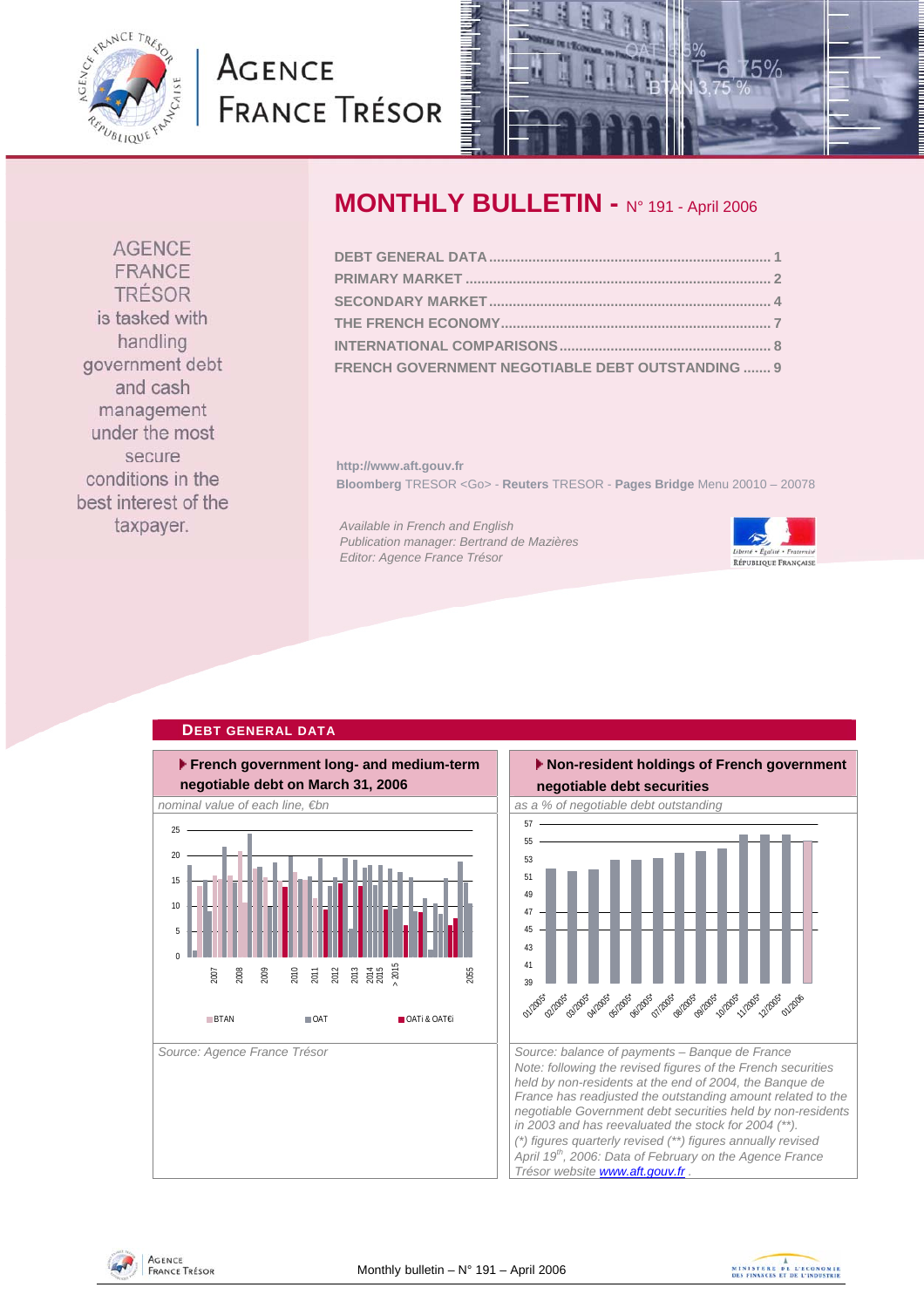# MONTHLY BULLETIN - N° 191 - April 2006

AGENCE FRANCE TRÉSOR is tasked with handling government debt and cash management under the most secure conditions in the best interest of the taxpayer.

DEBT GENERAL DATA ....... 1
PRIMARY MARKET ....... 2
SECONDARY MARKET ....... 4
THE FRENCH ECONOMY ....... 7
INTERNATIONAL COMPARISONS ....... 8
FRENCH GOVERNMENT NEGOTIABLE DEBT OUTSTANDING ....... 9

http://www.aft.gouv.fr
**Bloomberg** TRESOR <Go> - **Reuters** TRESOR - **Pages Bridge** Menu 20010 – 20078

*Available in French and English*
*Publication manager: Bertrand de Mazières*
*Editor: Agence France Trésor*

## DEBT GENERAL DATA

**French government long- and medium-term negotiable debt on March 31, 2006**

*nominal value of each line, €bn*

Legend: BTAN, OAT, OATi & OAT€i

*Source: Agence France Trésor*

**Non-resident holdings of French government negotiable debt securities**

*as a % of negotiable debt outstanding*

*Source: balance of payments – Banque de France*
*Note: following the revised figures of the French securities held by non-residents at the end of 2004, the Banque de France has readjusted the outstanding amount related to the negotiable Government debt securities held by non-residents in 2003 and has reevaluated the stock for 2004 (\*\*).*
*(\*) figures quarterly revised (\*\*) figures annually revised*
*April 19th, 2006: Data of February on the Agence France Trésor website www.aft.gouv.fr .*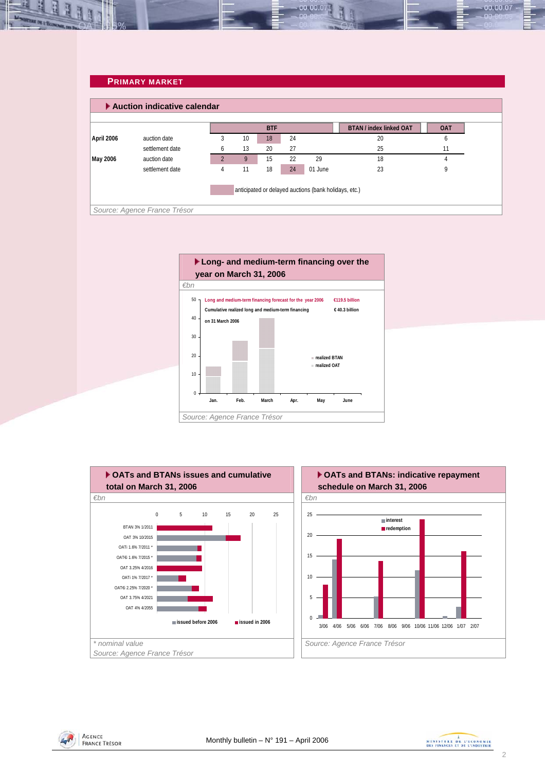## PRIMARY MARKET

### Auction indicative calendar

| | | BTF | | | | | BTAN / index linked OAT | OAT |
|---|---|---|---|---|---|---|---|---|
| **April 2006** | auction date | 3 | 10 | 18 | 24 | | 20 | 6 |
| | settlement date | 6 | 13 | 20 | 27 | | 25 | 11 |
| **May 2006** | auction date | 2 | 9 | 15 | 22 | 29 | 18 | 4 |
| | settlement date | 4 | 11 | 18 | 24 | 01 June | 23 | 9 |

anticipated or delayed auctions (bank holidays, etc.)

*Source: Agence France Trésor*

### Long- and medium-term financing over the year on March 31, 2006

*€bn*

Long and medium-term financing forecast for the year 2006: €119.5 billion

Cumulative realized long and medium-term financing on 31 March 2006: € 40.3 billion

Legend: realized BTAN; realized OAT

Months: Jan., Feb., March, Apr., May, June

*Source: Agence France Trésor*

### OATs and BTANs issues and cumulative total on March 31, 2006

*€bn*

Bonds: BTAN 3% 1/2011; OAT 3% 10/2015; OATi 1.6% 7/2011 *; OAT€i 1.6% 7/2015 *; OAT 3.25% 4/2016; OATi 1% 7/2017 *; OAT€i 2.25% 7/2020 *; OAT 3.75% 4/2021; OAT 4% 4/2055

Legend: issued before 2006; issued in 2006

*\* nominal value*

*Source: Agence France Trésor*

### OATs and BTANs: indicative repayment schedule on March 31, 2006

*€bn*

Legend: interest; redemption

Months: 3/06, 4/06, 5/06, 6/06, 7/06, 8/06, 9/06, 10/06, 11/06, 12/06, 1/07, 2/07

*Source: Agence France Trésor*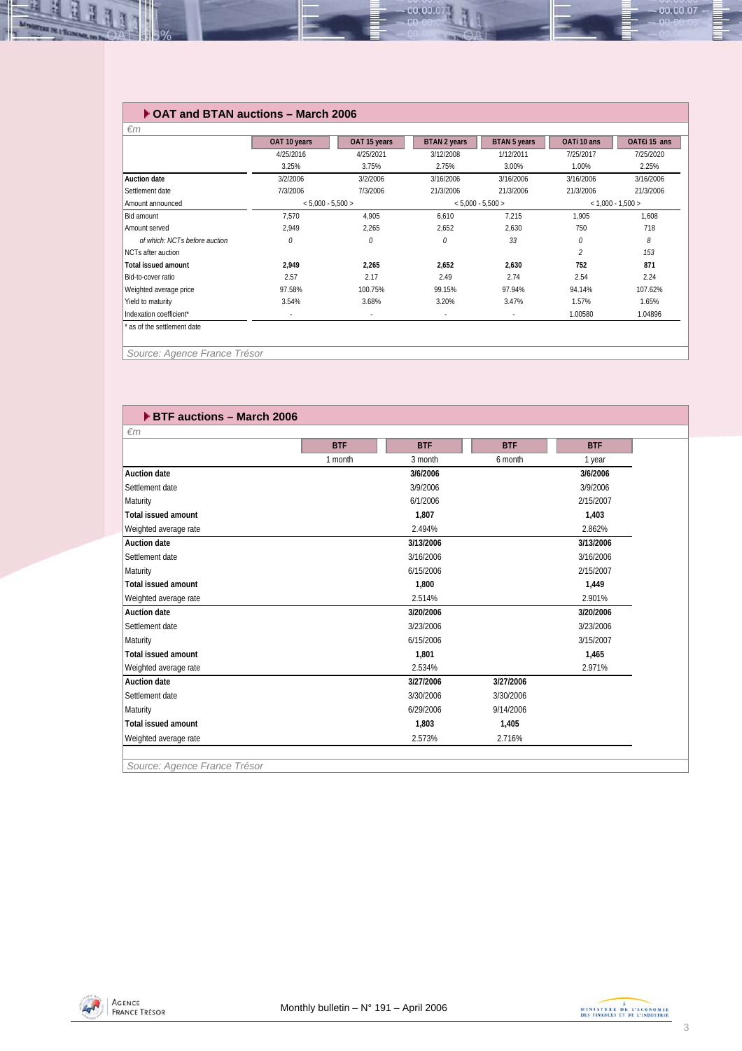## OAT and BTAN auctions – March 2006

*€m*

| | OAT 10 years | OAT 15 years | BTAN 2 years | BTAN 5 years | OATi 10 ans | OAT€i 15 ans |
|---|---|---|---|---|---|---|
| | 4/25/2016 | 4/25/2021 | 3/12/2008 | 1/12/2011 | 7/25/2017 | 7/25/2020 |
| | 3.25% | 3.75% | 2.75% | 3.00% | 1.00% | 2.25% |
| **Auction date** | 3/2/2006 | 3/2/2006 | 3/16/2006 | 3/16/2006 | 3/16/2006 | 3/16/2006 |
| Settlement date | 7/3/2006 | 7/3/2006 | 21/3/2006 | 21/3/2006 | 21/3/2006 | 21/3/2006 |
| Amount announced | < 5,000 - 5,500 > | | < 5,000 - 5,500 > | | < 1,000 - 1,500 > | |
| Bid amount | 7,570 | 4,905 | 6,610 | 7,215 | 1,905 | 1,608 |
| Amount served | 2,949 | 2,265 | 2,652 | 2,630 | 750 | 718 |
| *of which: NCTs before auction* | *0* | *0* | *0* | *33* | *0* | *8* |
| NCTs after auction | | | | | *2* | *153* |
| **Total issued amount** | **2,949** | **2,265** | **2,652** | **2,630** | **752** | **871** |
| Bid-to-cover ratio | 2.57 | 2.17 | 2.49 | 2.74 | 2.54 | 2.24 |
| Weighted average price | 97.58% | 100.75% | 99.15% | 97.94% | 94.14% | 107.62% |
| Yield to maturity | 3.54% | 3.68% | 3.20% | 3.47% | 1.57% | 1.65% |
| Indexation coefficient* | - | - | - | - | 1.00580 | 1.04896 |

\* as of the settlement date

*Source: Agence France Trésor*

## BTF auctions – March 2006

*€m*

| | BTF | BTF | BTF | BTF |
|---|---|---|---|---|
| | 1 month | 3 month | 6 month | 1 year |
| **Auction date** | | **3/6/2006** | | **3/6/2006** |
| Settlement date | | 3/9/2006 | | 3/9/2006 |
| Maturity | | 6/1/2006 | | 2/15/2007 |
| **Total issued amount** | | **1,807** | | **1,403** |
| Weighted average rate | | 2.494% | | 2.862% |
| **Auction date** | | **3/13/2006** | | **3/13/2006** |
| Settlement date | | 3/16/2006 | | 3/16/2006 |
| Maturity | | 6/15/2006 | | 2/15/2007 |
| **Total issued amount** | | **1,800** | | **1,449** |
| Weighted average rate | | 2.514% | | 2.901% |
| **Auction date** | | **3/20/2006** | | **3/20/2006** |
| Settlement date | | 3/23/2006 | | 3/23/2006 |
| Maturity | | 6/15/2006 | | 3/15/2007 |
| **Total issued amount** | | **1,801** | | **1,465** |
| Weighted average rate | | 2.534% | | 2.971% |
| **Auction date** | | **3/27/2006** | **3/27/2006** | |
| Settlement date | | 3/30/2006 | 3/30/2006 | |
| Maturity | | 6/29/2006 | 9/14/2006 | |
| **Total issued amount** | | **1,803** | **1,405** | |
| Weighted average rate | | 2.573% | 2.716% | |

*Source: Agence France Trésor*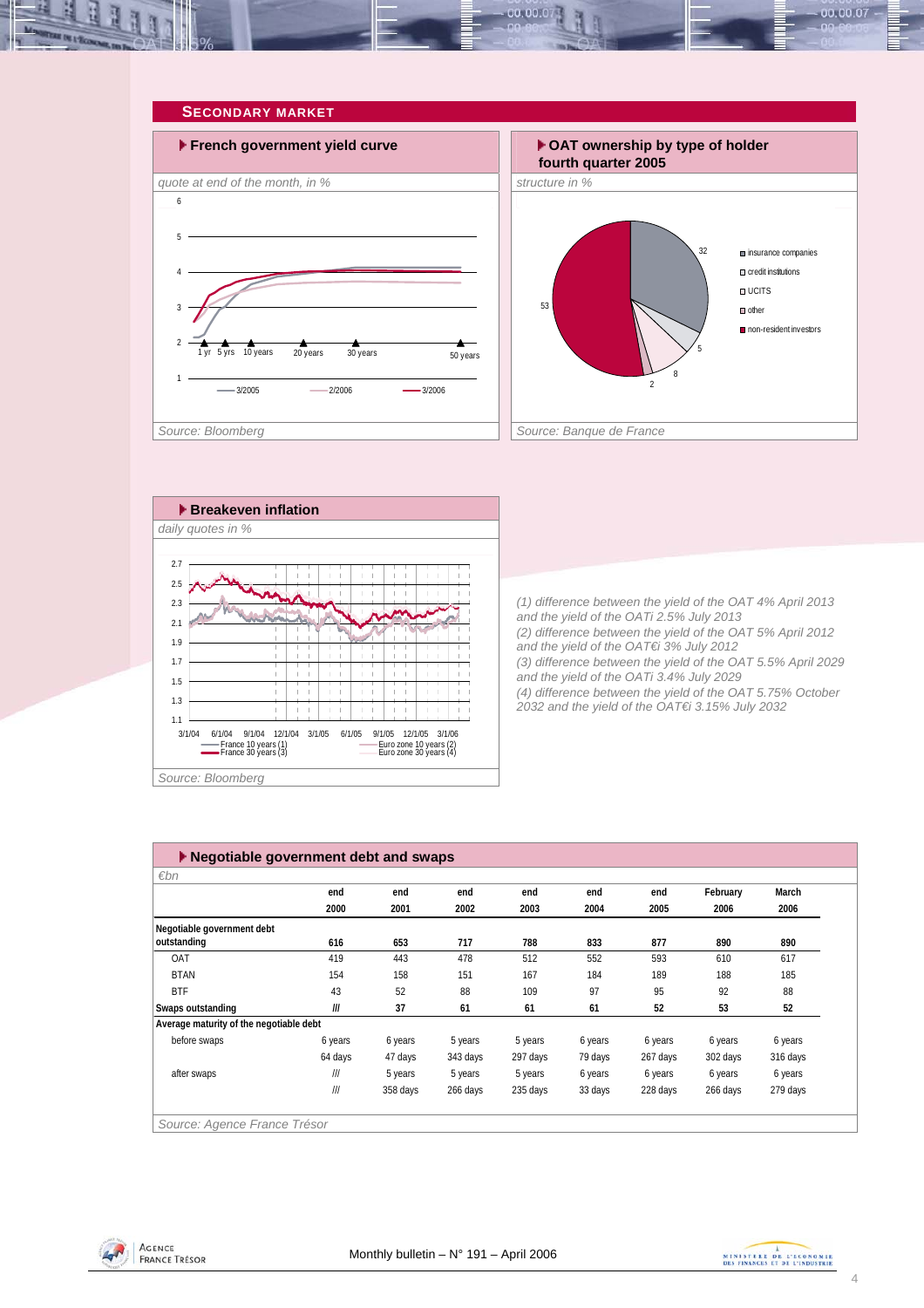## SECONDARY MARKET

### French government yield curve

*quote at end of the month, in %*

Source: Bloomberg

### OAT ownership by type of holder fourth quarter 2005

*structure in %*

Source: Banque de France

### Breakeven inflation

*daily quotes in %*

Source: Bloomberg

*(1) difference between the yield of the OAT 4% April 2013 and the yield of the OATi 2.5% July 2013*
*(2) difference between the yield of the OAT 5% April 2012 and the yield of the OAT€i 3% July 2012*
*(3) difference between the yield of the OAT 5.5% April 2029 and the yield of the OATi 3.4% July 2029*
*(4) difference between the yield of the OAT 5.75% October 2032 and the yield of the OAT€i 3.15% July 2032*

### Negotiable government debt and swaps

*€bn*

| | end 2000 | end 2001 | end 2002 | end 2003 | end 2004 | end 2005 | February 2006 | March 2006 |
|---|---|---|---|---|---|---|---|---|
| **Negotiable government debt outstanding** | **616** | **653** | **717** | **788** | **833** | **877** | **890** | **890** |
| OAT | 419 | 443 | 478 | 512 | 552 | 593 | 610 | 617 |
| BTAN | 154 | 158 | 151 | 167 | 184 | 189 | 188 | 185 |
| BTF | 43 | 52 | 88 | 109 | 97 | 95 | 92 | 88 |
| **Swaps outstanding** | **///** | **37** | **61** | **61** | **61** | **52** | **53** | **52** |
| **Average maturity of the negotiable debt** | | | | | | | | |
| before swaps | 6 years | 6 years | 5 years | 5 years | 6 years | 6 years | 6 years | 6 years |
| | 64 days | 47 days | 343 days | 297 days | 79 days | 267 days | 302 days | 316 days |
| after swaps | /// | 5 years | 5 years | 5 years | 6 years | 6 years | 6 years | 6 years |
| | /// | 358 days | 266 days | 235 days | 33 days | 228 days | 266 days | 279 days |

Source: Agence France Trésor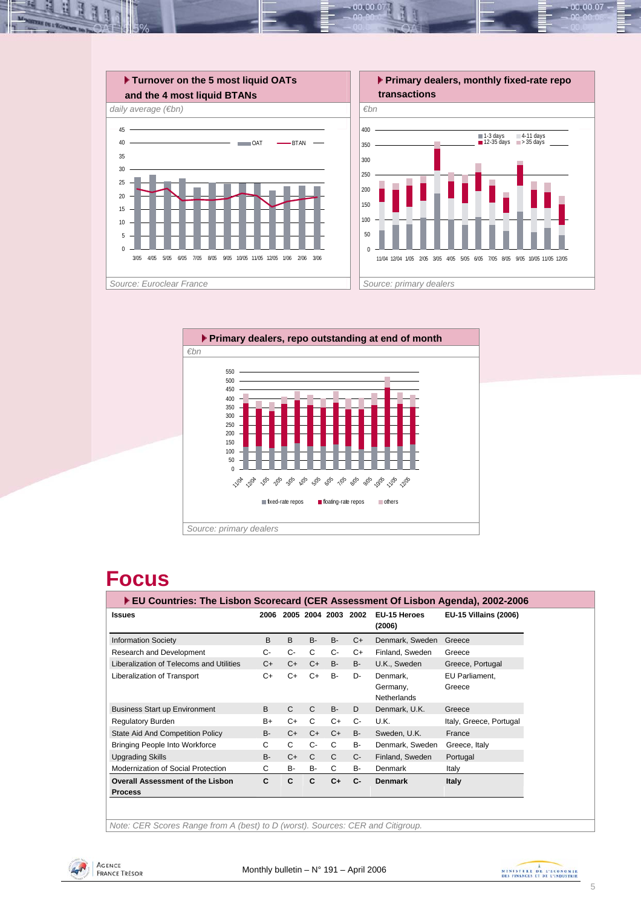## Turnover on the 5 most liquid OATs and the 4 most liquid BTANs

*daily average (€bn)*

*Source: Euroclear France*

## Primary dealers, monthly fixed-rate repo transactions

*€bn*

*Source: primary dealers*

## Primary dealers, repo outstanding at end of month

*€bn*

*Source: primary dealers*

# Focus

## EU Countries: The Lisbon Scorecard (CER Assessment Of Lisbon Agenda), 2002-2006

| Issues | 2006 | 2005 | 2004 | 2003 | 2002 | EU-15 Heroes (2006) | EU-15 Villains (2006) |
|---|---|---|---|---|---|---|---|
| Information Society | B | B | B- | B- | C+ | Denmark, Sweden | Greece |
| Research and Development | C- | C- | C | C- | C+ | Finland, Sweden | Greece |
| Liberalization of Telecoms and Utilities | C+ | C+ | C+ | B- | B- | U.K., Sweden | Greece, Portugal |
| Liberalization of Transport | C+ | C+ | C+ | B- | D- | Denmark, Germany, Netherlands | EU Parliament, Greece |
| Business Start up Environment | B | C | C | B- | D | Denmark, U.K. | Greece |
| Regulatory Burden | B+ | C+ | C | C+ | C- | U.K. | Italy, Greece, Portugal |
| State Aid And Competition Policy | B- | C+ | C+ | C+ | B- | Sweden, U.K. | France |
| Bringing People Into Workforce | C | C | C- | C | B- | Denmark, Sweden | Greece, Italy |
| Upgrading Skills | B- | C+ | C | C | C- | Finland, Sweden | Portugal |
| Modernization of Social Protection | C | B- | B- | C | B- | Denmark | Italy |
| **Overall Assessment of the Lisbon Process** | **C** | **C** | **C** | **C+** | **C-** | **Denmark** | **Italy** |

*Note: CER Scores Range from A (best) to D (worst). Sources: CER and Citigroup.*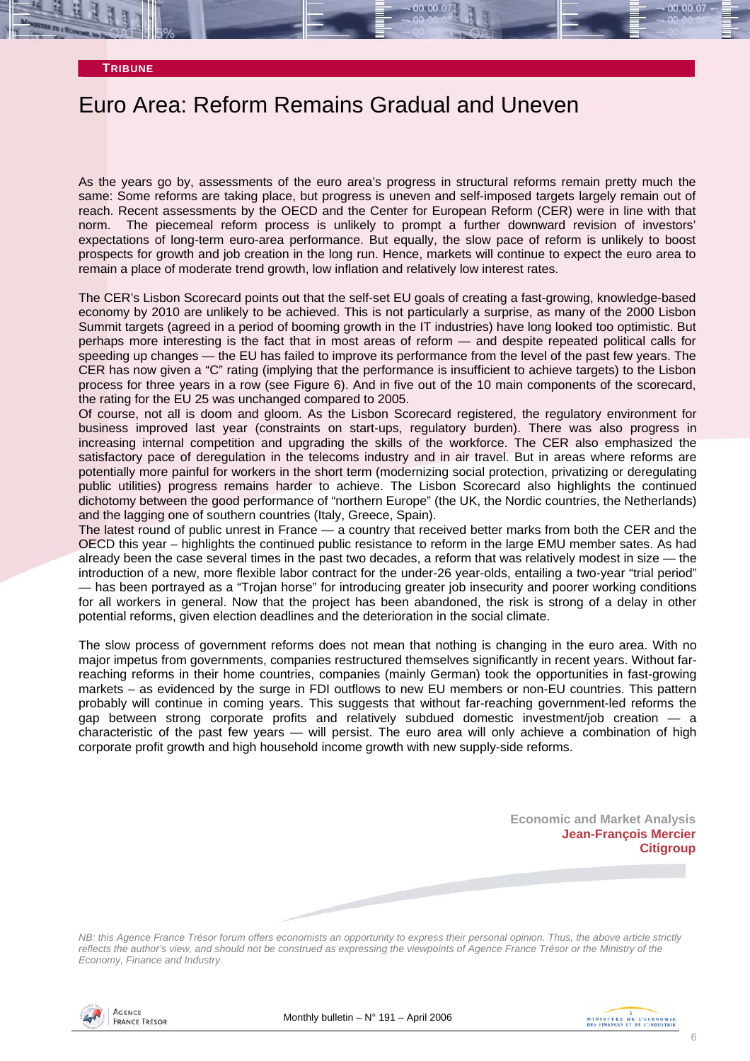**TRIBUNE**

# Euro Area: Reform Remains Gradual and Uneven

As the years go by, assessments of the euro area's progress in structural reforms remain pretty much the same: Some reforms are taking place, but progress is uneven and self-imposed targets largely remain out of reach. Recent assessments by the OECD and the Center for European Reform (CER) were in line with that norm. The piecemeal reform process is unlikely to prompt a further downward revision of investors' expectations of long-term euro-area performance. But equally, the slow pace of reform is unlikely to boost prospects for growth and job creation in the long run. Hence, markets will continue to expect the euro area to remain a place of moderate trend growth, low inflation and relatively low interest rates.

The CER's Lisbon Scorecard points out that the self-set EU goals of creating a fast-growing, knowledge-based economy by 2010 are unlikely to be achieved. This is not particularly a surprise, as many of the 2000 Lisbon Summit targets (agreed in a period of booming growth in the IT industries) have long looked too optimistic. But perhaps more interesting is the fact that in most areas of reform — and despite repeated political calls for speeding up changes — the EU has failed to improve its performance from the level of the past few years. The CER has now given a "C" rating (implying that the performance is insufficient to achieve targets) to the Lisbon process for three years in a row (see Figure 6). And in five out of the 10 main components of the scorecard, the rating for the EU 25 was unchanged compared to 2005.

Of course, not all is doom and gloom. As the Lisbon Scorecard registered, the regulatory environment for business improved last year (constraints on start-ups, regulatory burden). There was also progress in increasing internal competition and upgrading the skills of the workforce. The CER also emphasized the satisfactory pace of deregulation in the telecoms industry and in air travel. But in areas where reforms are potentially more painful for workers in the short term (modernizing social protection, privatizing or deregulating public utilities) progress remains harder to achieve. The Lisbon Scorecard also highlights the continued dichotomy between the good performance of "northern Europe" (the UK, the Nordic countries, the Netherlands) and the lagging one of southern countries (Italy, Greece, Spain).

The latest round of public unrest in France — a country that received better marks from both the CER and the OECD this year – highlights the continued public resistance to reform in the large EMU member sates. As had already been the case several times in the past two decades, a reform that was relatively modest in size — the introduction of a new, more flexible labor contract for the under-26 year-olds, entailing a two-year "trial period" — has been portrayed as a "Trojan horse" for introducing greater job insecurity and poorer working conditions for all workers in general. Now that the project has been abandoned, the risk is strong of a delay in other potential reforms, given election deadlines and the deterioration in the social climate.

The slow process of government reforms does not mean that nothing is changing in the euro area. With no major impetus from governments, companies restructured themselves significantly in recent years. Without far-reaching reforms in their home countries, companies (mainly German) took the opportunities in fast-growing markets – as evidenced by the surge in FDI outflows to new EU members or non-EU countries. This pattern probably will continue in coming years. This suggests that without far-reaching government-led reforms the gap between strong corporate profits and relatively subdued domestic investment/job creation — a characteristic of the past few years — will persist. The euro area will only achieve a combination of high corporate profit growth and high household income growth with new supply-side reforms.

**Economic and Market Analysis**
**Jean-François Mercier**
**Citigroup**

*NB: this Agence France Trésor forum offers economists an opportunity to express their personal opinion. Thus, the above article strictly reflects the author's view, and should not be construed as expressing the viewpoints of Agence France Trésor or the Ministry of the Economy, Finance and Industry.*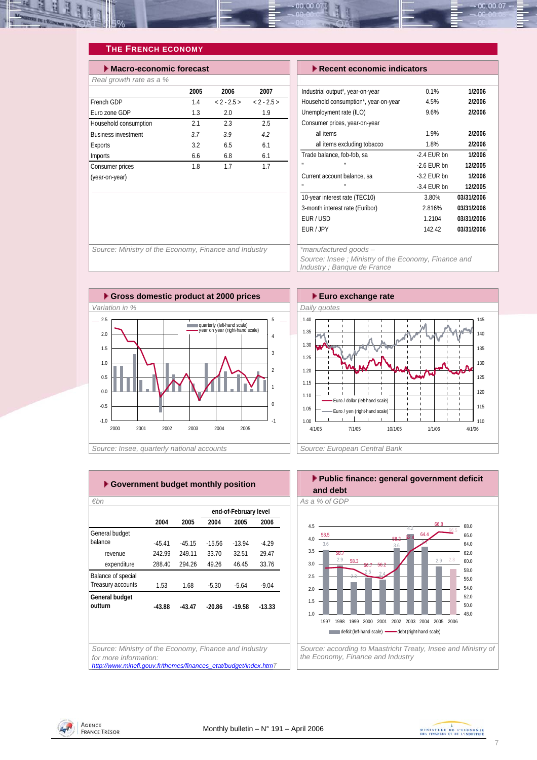## THE FRENCH ECONOMY

### Macro-economic forecast

*Real growth rate as a %*

| | 2005 | 2006 | 2007 |
|---|---|---|---|
| French GDP | 1.4 | < 2 - 2.5 > | < 2 - 2.5 > |
| Euro zone GDP | 1.3 | 2.0 | 1.9 |
| Household consumption | 2.1 | 2.3 | 2.5 |
| Business investment | *3.7* | *3.9* | *4.2* |
| Exports | 3.2 | 6.5 | 6.1 |
| Imports | 6.6 | 6.8 | 6.1 |
| Consumer prices (year-on-year) | 1.8 | 1.7 | 1.7 |

*Source: Ministry of the Economy, Finance and Industry*

### Recent economic indicators

| | | |
|---|---|---|
| Industrial output*, year-on-year | 0.1% | 1/2006 |
| Household consumption*, year-on-year | 4.5% | 2/2006 |
| Unemployment rate (ILO) | 9.6% | 2/2006 |
| Consumer prices, year-on-year | | |
| all items | 1.9% | 2/2006 |
| all items excluding tobacco | 1.8% | 2/2006 |
| Trade balance, fob-fob, sa | -2.4 EUR bn | 1/2006 |
| " " | -2.6 EUR bn | 12/2005 |
| Current account balance, sa | -3.2 EUR bn | 1/2006 |
| " " | -3.4 EUR bn | 12/2005 |
| 10-year interest rate (TEC10) | 3.80% | 03/31/2006 |
| 3-month interest rate (Euribor) | 2.816% | 03/31/2006 |
| EUR / USD | 1.2104 | 03/31/2006 |
| EUR / JPY | 142.42 | 03/31/2006 |

*\*manufactured goods –*
*Source: Insee ; Ministry of the Economy, Finance and Industry ; Banque de France*

### Gross domestic product at 2000 prices

*Variation in %*

*Source: Insee, quarterly national accounts*

### Euro exchange rate

*Daily quotes*

*Source: European Central Bank*

### Government budget monthly position

*€bn*

| | | | end-of-February level | | |
|---|---|---|---|---|---|
| | 2004 | 2005 | 2004 | 2005 | 2006 |
| General budget balance | -45.41 | -45.15 | -15.56 | -13.94 | -4.29 |
| revenue | 242.99 | 249.11 | 33.70 | 32.51 | 29.47 |
| expenditure | 288.40 | 294.26 | 49.26 | 46.45 | 33.76 |
| Balance of special Treasury accounts | 1.53 | 1.68 | -5.30 | -5.64 | -9.04 |
| **General budget outturn** | **-43.88** | **-43.47** | **-20.86** | **-19.58** | **-13.33** |

*Source: Ministry of the Economy, Finance and Industry*
*for more information:*
*http://www.minefi.gouv.fr/themes/finances_etat/budget/index.htm*

### Public finance: general government deficit and debt

*As a % of GDP*

*Source: according to Maastricht Treaty, Insee and Ministry of the Economy, Finance and Industry*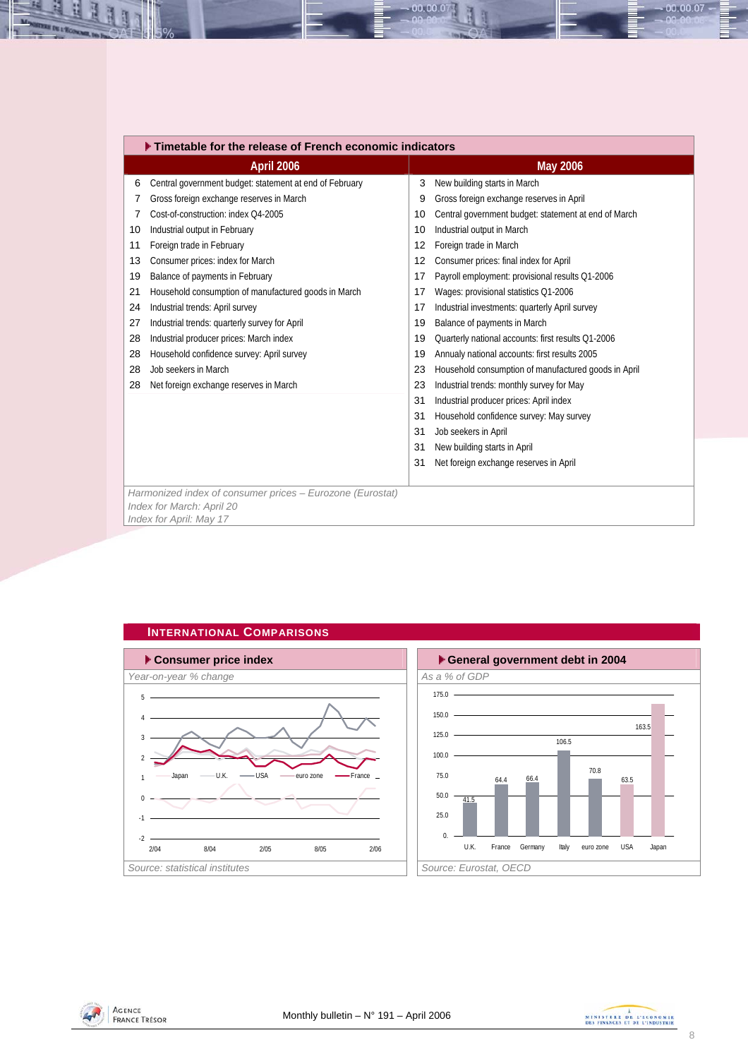## Timetable for the release of French economic indicators

| April 2006 | | May 2006 | |
|---|---|---|---|
| 6 | Central government budget: statement at end of February | 3 | New building starts in March |
| 7 | Gross foreign exchange reserves in March | 9 | Gross foreign exchange reserves in April |
| 7 | Cost-of-construction: index Q4-2005 | 10 | Central government budget: statement at end of March |
| 10 | Industrial output in February | 10 | Industrial output in March |
| 11 | Foreign trade in February | 12 | Foreign trade in March |
| 13 | Consumer prices: index for March | 12 | Consumer prices: final index for April |
| 19 | Balance of payments in February | 17 | Payroll employment: provisional results Q1-2006 |
| 21 | Household consumption of manufactured goods in March | 17 | Wages: provisional statistics Q1-2006 |
| 24 | Industrial trends: April survey | 17 | Industrial investments: quarterly April survey |
| 27 | Industrial trends: quarterly survey for April | 19 | Balance of payments in March |
| 28 | Industrial producer prices: March index | 19 | Quarterly national accounts: first results Q1-2006 |
| 28 | Household confidence survey: April survey | 19 | Annualy national accounts: first results 2005 |
| 28 | Job seekers in March | 23 | Household consumption of manufactured goods in April |
| 28 | Net foreign exchange reserves in March | 23 | Industrial trends: monthly survey for May |
| | | 31 | Industrial producer prices: April index |
| | | 31 | Household confidence survey: May survey |
| | | 31 | Job seekers in April |
| | | 31 | New building starts in April |
| | | 31 | Net foreign exchange reserves in April |

*Harmonized index of consumer prices – Eurozone (Eurostat)*
*Index for March: April 20*
*Index for April: May 17*

## International Comparisons

### Consumer price index

*Year-on-year % change*

*Source: statistical institutes*

### General government debt in 2004

*As a % of GDP*

| U.K. | France | Germany | Italy | euro zone | USA | Japan |
|---|---|---|---|---|---|---|
| 41.5 | 64.4 | 66.4 | 106.5 | 70.8 | 63.5 | 163.5 |

*Source: Eurostat, OECD*

Monthly bulletin – N° 191 – April 2006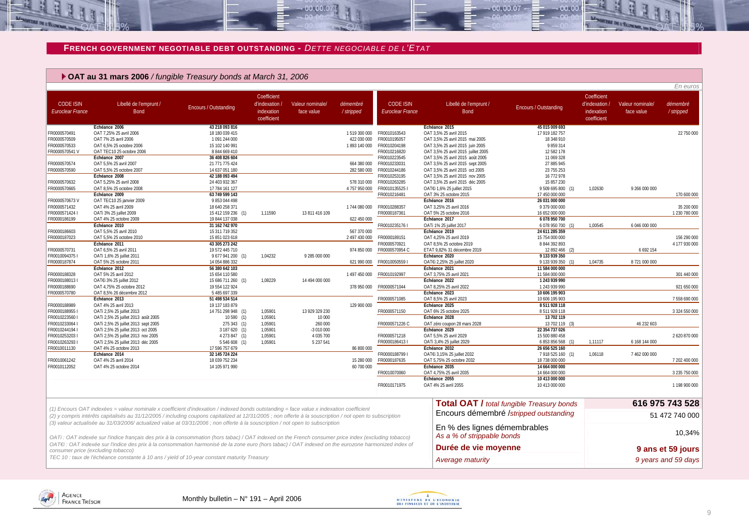## FRENCH GOVERNMENT NEGOTIABLE DEBT OUTSTANDING - *DETTE NEGOCIABLE DE L'ETAT*

### OAT au 31 mars 2006 */ fungible Treasury bonds at March 31, 2006*

*En euros*

| CODE ISIN *Euroclear France* | Libellé de l'emprunt / Bond | Encours / Outstanding | Coefficient d'indexation / indexation coefficient | Valeur nominale/ face value | démembré / stripped |
|---|---|---|---|---|---|
| | **Échéance 2006** | **43 218 093 816** | | | |
| FR0000570491 | OAT 7,25% 25 avril 2006 | 18 180 039 415 | | | 1 519 300 000 |
| FR0000570509 | OAT 7% 25 avril 2006 | 1 091 244 000 | | | 422 030 000 |
| FR0000570533 | OAT 6,5% 25 octobre 2006 | 15 102 140 991 | | | 1 893 140 000 |
| FR0000570541 V | OAT TEC10 25 octobre 2006 | 8 844 669 410 | | | |
| | **Échéance 2007** | **36 408 826 604** | | | |
| FR0000570574 | OAT 5,5% 25 avril 2007 | 21 771 775 424 | | | 664 380 000 |
| FR0000570590 | OAT 5,5% 25 octobre 2007 | 14 637 051 180 | | | 282 580 000 |
| | **Échéance 2008** | **42 188 093 494** | | | |
| FR0000570632 | OAT 5,25% 25 avril 2008 | 24 403 932 367 | | | 578 310 000 |
| FR0000570665 | OAT 8,5% 25 octobre 2008 | 17 784 161 127 | | | 4 757 950 000 |
| | **Échéance 2009** | **63 749 599 143** | | | |
| FR0000570673 V | OAT TEC10 25 janvier 2009 | 9 853 044 498 | | | |
| FR0000571432 | OAT 4% 25 avril 2009 | 18 640 258 371 | | | 1 744 080 000 |
| FR0000571424 I | OATi 3% 25 juillet 2009 | 15 412 159 236 (1) | 1,11590 | 13 811 416 109 | |
| FR0000186199 | OAT 4% 25 octobre 2009 | 19 844 137 038 | | | 622 450 000 |
| | **Échéance 2010** | **31 162 742 970** | | | |
| FR0000186603 | OAT 5,5% 25 avril 2010 | 15 311 719 352 | | | 567 370 000 |
| FR0000187023 | OAT 5,5% 25 octobre 2010 | 15 851 023 618 | | | 2 497 430 000 |
| | **Échéance 2011** | **43 305 273 242** | | | |
| FR0000570731 | OAT 6,5% 25 avril 2011 | 19 572 445 710 | | | 974 850 000 |
| FR0010094375 I | OATi 1,6% 25 juillet 2011 | 9 677 941 200 (1) | 1,04232 | 9 285 000 000 | |
| FR0000187874 | OAT 5% 25 octobre 2011 | 14 054 886 332 | | | 621 990 000 |
| | **Échéance 2012** | **56 380 642 103** | | | |
| FR0000188328 | OAT 5% 25 avril 2012 | 15 654 110 580 | | | 1 497 450 000 |
| FR0000188013 I | OAT€i 3% 25 juillet 2012 | 15 686 711 260 (1) | 1,08229 | 14 494 000 000 | |
| FR0000188690 | OAT 4,75% 25 octobre 2012 | 19 554 122 924 | | | 378 950 000 |
| FR0000570780 | OAT 8,5% 26 décembre 2012 | 5 485 697 339 | | | |
| | **Échéance 2013** | **51 498 534 514** | | | |
| FR0000188989 | OAT 4% 25 avril 2013 | 19 137 183 879 | | | 129 900 000 |
| FR0000188955 I | OATi 2,5% 25 juillet 2013 | 14 751 298 948 (1) | 1,05901 | 13 929 329 230 | |
| FR0010223560 I | OATi 2,5% 25 juillet 2013 août 2005 | 10 590 (1) | 1,05901 | 10 000 | |
| FR0010233064 I | OATi 2,5% 25 juillet 2013 sept 2005 | 275 343 (1) | 1,05901 | 260 000 | |
| FR0010244194 I | OATi 2,5% 25 juillet 2013 oct 2005 | 3 187 620 (1) | 1,05901 | -3 010 000 | |
| FR0010253203 I | OATi 2,5% 25 juillet 2013 nov 2005 | 4 273 847 (1) | 1,05901 | 4 035 700 | |
| FR0010263293 I | OATi 2,5% 25 juillet 2013 déc 2005 | 5 546 608 (1) | 1,05901 | 5 237 541 | |
| FR0010011130 | OAT 4% 25 octobre 2013 | 17 596 757 679 | | | 86 800 000 |
| | **Échéance 2014** | **32 145 724 224** | | | |
| FR0010061242 | OAT 4% 25 avril 2014 | 18 039 752 234 | | | 15 280 000 |
| FR0010112052 | OAT 4% 25 octobre 2014 | 14 105 971 990 | | | 60 700 000 |
| | **Échéance 2015** | **45 015 009 693** | | | |
| FR0010163543 | OAT 3,5% 25 avril 2015 | 17 919 182 757 | | | 22 750 000 |
| FR0010195057 | OAT 3,5% 25 avril 2015 mai 2005 | 18 348 910 | | | |
| FR0010204198 | OAT 3,5% 25 avril 2015 juin 2005 | 9 859 314 | | | |
| FR0010216820 | OAT 3,5% 25 avril 2015 juillet 2005 | 12 582 178 | | | |
| FR0010223545 | OAT 3,5% 25 avril 2015 août 2005 | 11 069 328 | | | |
| FR0010233031 | OAT 3,5% 25 avril 2015 sept 2005 | 27 885 945 | | | |
| FR0010244186 | OAT 3,5% 25 avril 2015 oct 2005 | 23 755 253 | | | |
| FR0010253195 | OAT 3,5% 25 avril 2015 nov 2005 | 16 772 978 | | | |
| FR0010263285 | OAT 3,5% 25 avril 2015 déc 2005 | 15 857 230 | | | |
| FR0010135525 I | OAT€i 1,6% 25 juillet 2015 | 9 509 695 800 (1) | 1,02630 | 9 266 000 000 | |
| FR0010216481 | OAT 3% 25 octobre 2015 | 17 450 000 000 | | | 170 600 000 |
| | **Échéance 2016** | **26 031 000 000** | | | |
| FR0010288357 | OAT 3,25% 25 avril 2016 | 9 379 000 000 | | | 35 200 000 |
| FR0000187361 | OAT 5% 25 octobre 2016 | 16 652 000 000 | | | 1 230 780 000 |
| | **Échéance 2017** | **6 078 950 700** | | | |
| FR0010235176 I | OATi 1% 25 juillet 2017 | 6 078 950 700 (1) | 1,00545 | 6 046 000 000 | |
| | **Échéance 2019** | **24 611 285 359** | | | |
| FR0000189151 | OAT 4,25% 25 avril 2019 | 15 754 000 000 | | | 156 290 000 |
| FR0000570921 | OAT 8,5% 25 octobre 2019 | 8 844 392 893 | | | 4 177 930 000 |
| FR0000570954 C | ETAT 9,82% 31 décembre 2019 | 12 892 466 (2) | | 6 692 154 | |
| | **Échéance 2020** | **9 133 939 350** | | | |
| FR0010050559 I | OAT€i 2,25% 25 juillet 2020 | 9 133 939 350 (1) | 1,04735 | 8 721 000 000 | |
| | **Échéance 2021** | **11 584 000 000** | | | |
| FR0010192997 | OAT 3,75% 25 avril 2021 | 11 584 000 000 | | | 301 440 000 |
| | **Échéance 2022** | **1 243 939 990** | | | |
| FR0000571044 | OAT 8,25% 25 avril 2022 | 1 243 939 990 | | | 921 650 000 |
| | **Échéance 2023** | **10 606 195 903** | | | |
| FR0000571085 | OAT 8,5% 25 avril 2023 | 10 606 195 903 | | | 7 558 690 000 |
| | **Échéance 2025** | **8 511 928 118** | | | |
| FR0000571150 | OAT 6% 25 octobre 2025 | 8 511 928 118 | | | 3 324 550 000 |
| | **Échéance 2028** | **13 702 119** | | | |
| FR0000571226 C | OAT zéro coupon 28 mars 2028 | 13 702 119 (3) | | 46 232 603 | |
| | **Échéance 2029** | **22 354 737 026** | | | |
| FR0000571218 | OAT 5,5% 25 avril 2029 | 15 500 880 458 | | | 2 620 870 000 |
| FR0000186413 I | OATi 3,4% 25 juillet 2029 | 6 853 856 568 (1) | 1,11117 | 6 168 144 000 | |
| | **Échéance 2032** | **26 656 525 160** | | | |
| FR0000188799 I | OAT€i 3,15% 25 juillet 2032 | 7 918 525 160 (1) | 1,06118 | 7 462 000 000 | |
| FR0000187635 | OAT 5,75% 25 octobre 2032 | 18 738 000 000 | | | 7 202 400 000 |
| | **Échéance 2035** | **14 664 000 000** | | | |
| FR0010070060 | OAT 4,75% 25 avril 2035 | 14 664 000 000 | | | 3 235 750 000 |
| | **Échéance 2055** | **10 413 000 000** | | | |
| FR0010171975 | OAT 4% 25 avril 2055 | 10 413 000 000 | | | 1 198 900 000 |

| | |
|---|---|
| **Total OAT /** *total fungible Treasury bonds* | **616 975 743 528** |
| Encours démembré /*stripped outstanding* | 51 472 740 000 |
| En % des lignes démembrables *As a % of strippable bonds* | 10,34% |
| **Durée de vie moyenne** | **9 ans et 59 jours** |
| *Average maturity* | *9 years and 59 days* |

*(1) Encours OAT indexées = valeur nominale x coefficient d'indexation / indexed bonds outstanding = face value x indexation coefficient*
*(2) y compris intérêts capitalisés au 31/12/2005 / including coupons capitalized at 12/31/2005 ; non offerte à la souscription / not open to subscription*
*(3) valeur actualisée au 31/03/2006/ actualized value at 03/31/2006 ; non offerte à la souscription / not open to subscription*

*OATi : OAT indexée sur l'indice français des prix à la consommation (hors tabac) / OAT indexed on the French consumer price index (excluding tobacco)*
*OAT€i : OAT indexée sur l'indice des prix à la consommation harmonisé de la zone euro (hors tabac) / OAT indexed on the eurozone harmonized index of consumer price (excluding tobacco)*
*TEC 10 : taux de l'échéance constante à 10 ans / yield of 10-year constant maturity Treasury*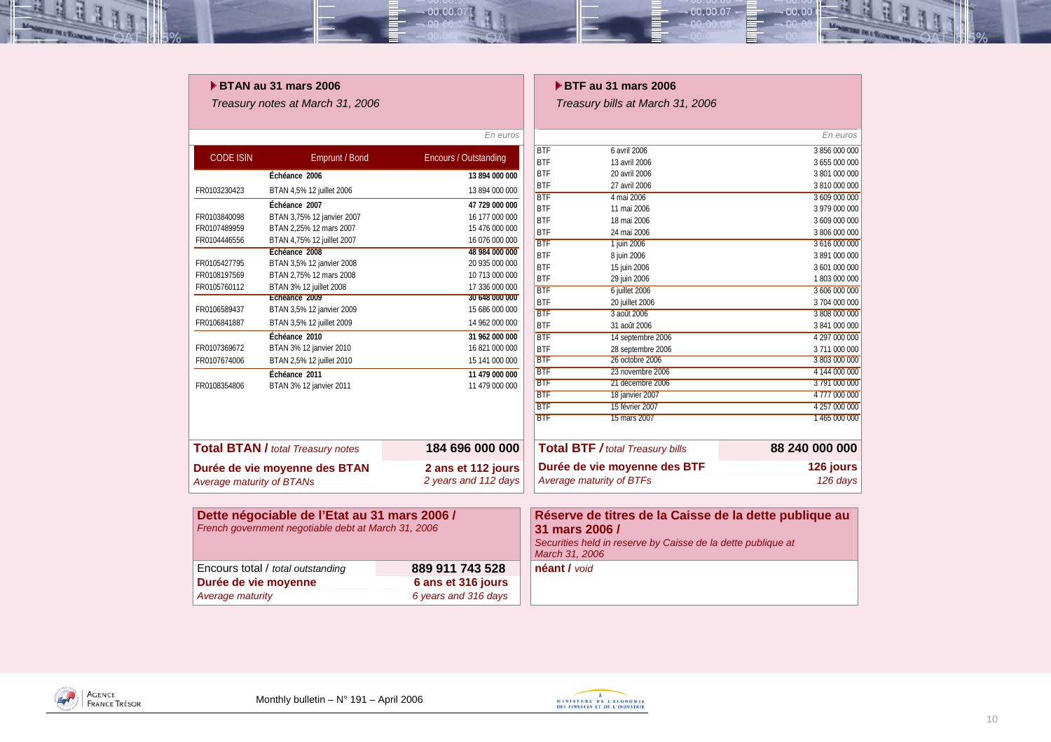## BTAN au 31 mars 2006

*Treasury notes at March 31, 2006*

*En euros*

| CODE ISIN | Emprunt / Bond | Encours / Outstanding |
|---|---|---|
| | **Échéance 2006** | **13 894 000 000** |
| FR0103230423 | BTAN 4,5% 12 juillet 2006 | 13 894 000 000 |
| | **Échéance 2007** | **47 729 000 000** |
| FR0103840098 | BTAN 3,75% 12 janvier 2007 | 16 177 000 000 |
| FR0107489959 | BTAN 2,25% 12 mars 2007 | 15 476 000 000 |
| FR0104446556 | BTAN 4,75% 12 juillet 2007 | 16 076 000 000 |
| | **Échéance 2008** | **48 984 000 000** |
| FR0105427795 | BTAN 3,5% 12 janvier 2008 | 20 935 000 000 |
| FR0108197569 | BTAN 2,75% 12 mars 2008 | 10 713 000 000 |
| FR0105760112 | BTAN 3% 12 juillet 2008 | 17 336 000 000 |
| | **Échéance 2009** | **30 648 000 000** |
| FR0106589437 | BTAN 3,5% 12 janvier 2009 | 15 686 000 000 |
| FR0106841887 | BTAN 3,5% 12 juillet 2009 | 14 962 000 000 |
| | **Échéance 2010** | **31 962 000 000** |
| FR0107369672 | BTAN 3% 12 janvier 2010 | 16 821 000 000 |
| FR0107674006 | BTAN 2,5% 12 juillet 2010 | 15 141 000 000 |
| | **Échéance 2011** | **11 479 000 000** |
| FR0108354806 | BTAN 3% 12 janvier 2011 | 11 479 000 000 |

| | |
|---|---|
| **Total BTAN /** *total Treasury notes* | **184 696 000 000** |
| **Durée de vie moyenne des BTAN** | **2 ans et 112 jours** |
| *Average maturity of BTANs* | *2 years and 112 days* |

## BTF au 31 mars 2006

*Treasury bills at March 31, 2006*

*En euros*

| | | |
|---|---|---|
| BTF | 6 avril 2006 | 3 856 000 000 |
| BTF | 13 avril 2006 | 3 655 000 000 |
| BTF | 20 avril 2006 | 3 801 000 000 |
| BTF | 27 avril 2006 | 3 810 000 000 |
| BTF | 4 mai 2006 | 3 609 000 000 |
| BTF | 11 mai 2006 | 3 979 000 000 |
| BTF | 18 mai 2006 | 3 609 000 000 |
| BTF | 24 mai 2006 | 3 806 000 000 |
| BTF | 1 juin 2006 | 3 616 000 000 |
| BTF | 8 juin 2006 | 3 891 000 000 |
| BTF | 15 juin 2006 | 3 601 000 000 |
| BTF | 29 juin 2006 | 1 803 000 000 |
| BTF | 6 juillet 2006 | 3 606 000 000 |
| BTF | 20 juillet 2006 | 3 704 000 000 |
| BTF | 3 août 2006 | 3 808 000 000 |
| BTF | 31 août 2006 | 3 841 000 000 |
| BTF | 14 septembre 2006 | 4 297 000 000 |
| BTF | 28 septembre 2006 | 3 711 000 000 |
| BTF | 26 octobre 2006 | 3 803 000 000 |
| BTF | 23 novembre 2006 | 4 144 000 000 |
| BTF | 21 décembre 2006 | 3 791 000 000 |
| BTF | 18 janvier 2007 | 4 777 000 000 |
| BTF | 15 février 2007 | 4 257 000 000 |
| BTF | 15 mars 2007 | 1 465 000 000 |

| | |
|---|---|
| **Total BTF /** *total Treasury bills* | **88 240 000 000** |
| **Durée de vie moyenne des BTF** | **126 jours** |
| *Average maturity of BTFs* | *126 days* |

## Dette négociable de l'Etat au 31 mars 2006 /

*French government negotiable debt at March 31, 2006*

| | |
|---|---|
| Encours total / *total outstanding* | **889 911 743 528** |
| **Durée de vie moyenne** | **6 ans et 316 jours** |
| *Average maturity* | *6 years and 316 days* |

## Réserve de titres de la Caisse de la dette publique au 31 mars 2006 /

*Securities held in reserve by Caisse de la dette publique at March 31, 2006*

**néant /** *void*

Monthly bulletin – N° 191 – April 2006